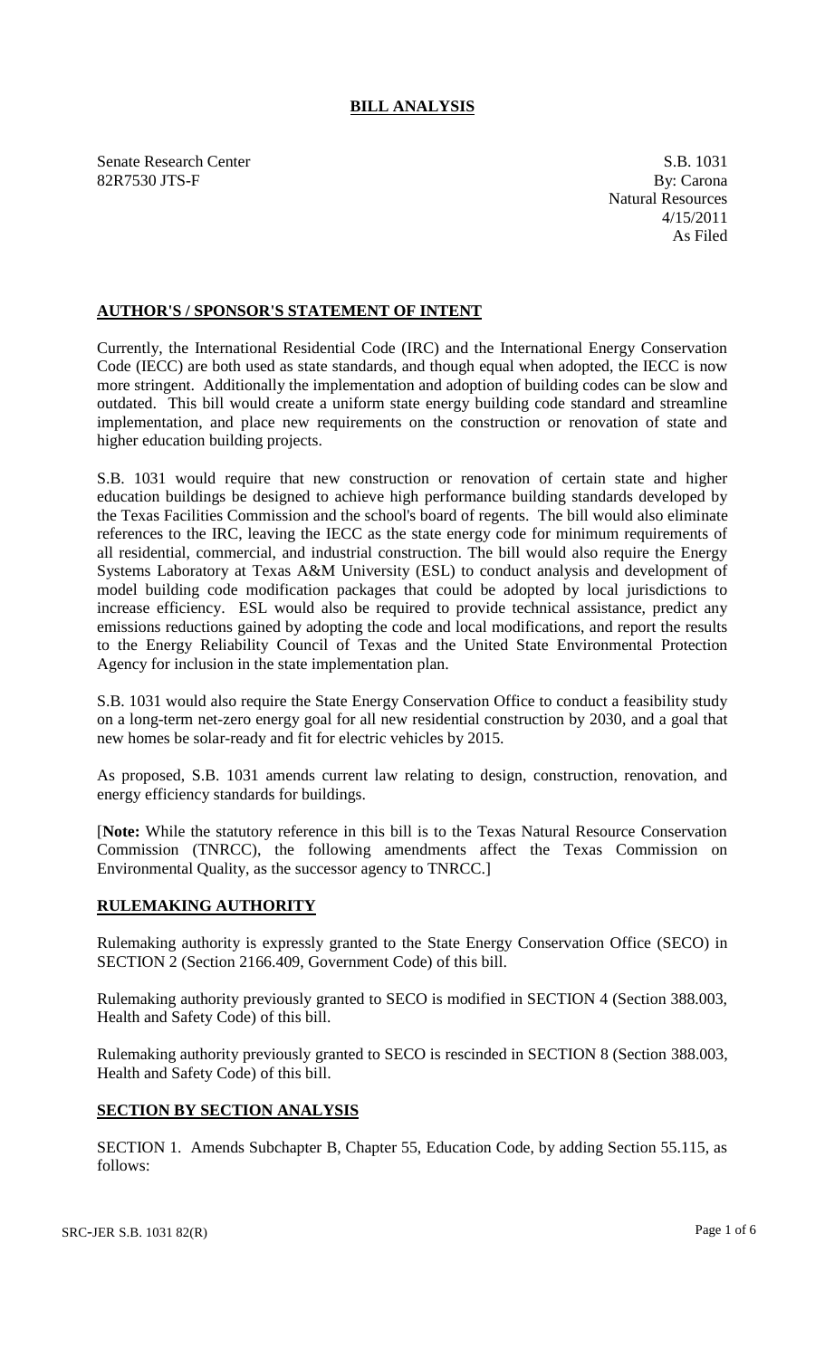# BILL ANALYSIS

Senate Research Center
82R7530 JTS-F

S.B. 1031
By: Carona
Natural Resources
4/15/2011
As Filed

## AUTHOR'S / SPONSOR'S STATEMENT OF INTENT

Currently, the International Residential Code (IRC) and the International Energy Conservation Code (IECC) are both used as state standards, and though equal when adopted, the IECC is now more stringent. Additionally the implementation and adoption of building codes can be slow and outdated. This bill would create a uniform state energy building code standard and streamline implementation, and place new requirements on the construction or renovation of state and higher education building projects.

S.B. 1031 would require that new construction or renovation of certain state and higher education buildings be designed to achieve high performance building standards developed by the Texas Facilities Commission and the school's board of regents. The bill would also eliminate references to the IRC, leaving the IECC as the state energy code for minimum requirements of all residential, commercial, and industrial construction. The bill would also require the Energy Systems Laboratory at Texas A&M University (ESL) to conduct analysis and development of model building code modification packages that could be adopted by local jurisdictions to increase efficiency. ESL would also be required to provide technical assistance, predict any emissions reductions gained by adopting the code and local modifications, and report the results to the Energy Reliability Council of Texas and the United State Environmental Protection Agency for inclusion in the state implementation plan.

S.B. 1031 would also require the State Energy Conservation Office to conduct a feasibility study on a long-term net-zero energy goal for all new residential construction by 2030, and a goal that new homes be solar-ready and fit for electric vehicles by 2015.

As proposed, S.B. 1031 amends current law relating to design, construction, renovation, and energy efficiency standards for buildings.

[**Note:** While the statutory reference in this bill is to the Texas Natural Resource Conservation Commission (TNRCC), the following amendments affect the Texas Commission on Environmental Quality, as the successor agency to TNRCC.]

## RULEMAKING AUTHORITY

Rulemaking authority is expressly granted to the State Energy Conservation Office (SECO) in SECTION 2 (Section 2166.409, Government Code) of this bill.

Rulemaking authority previously granted to SECO is modified in SECTION 4 (Section 388.003, Health and Safety Code) of this bill.

Rulemaking authority previously granted to SECO is rescinded in SECTION 8 (Section 388.003, Health and Safety Code) of this bill.

## SECTION BY SECTION ANALYSIS

SECTION 1. Amends Subchapter B, Chapter 55, Education Code, by adding Section 55.115, as follows: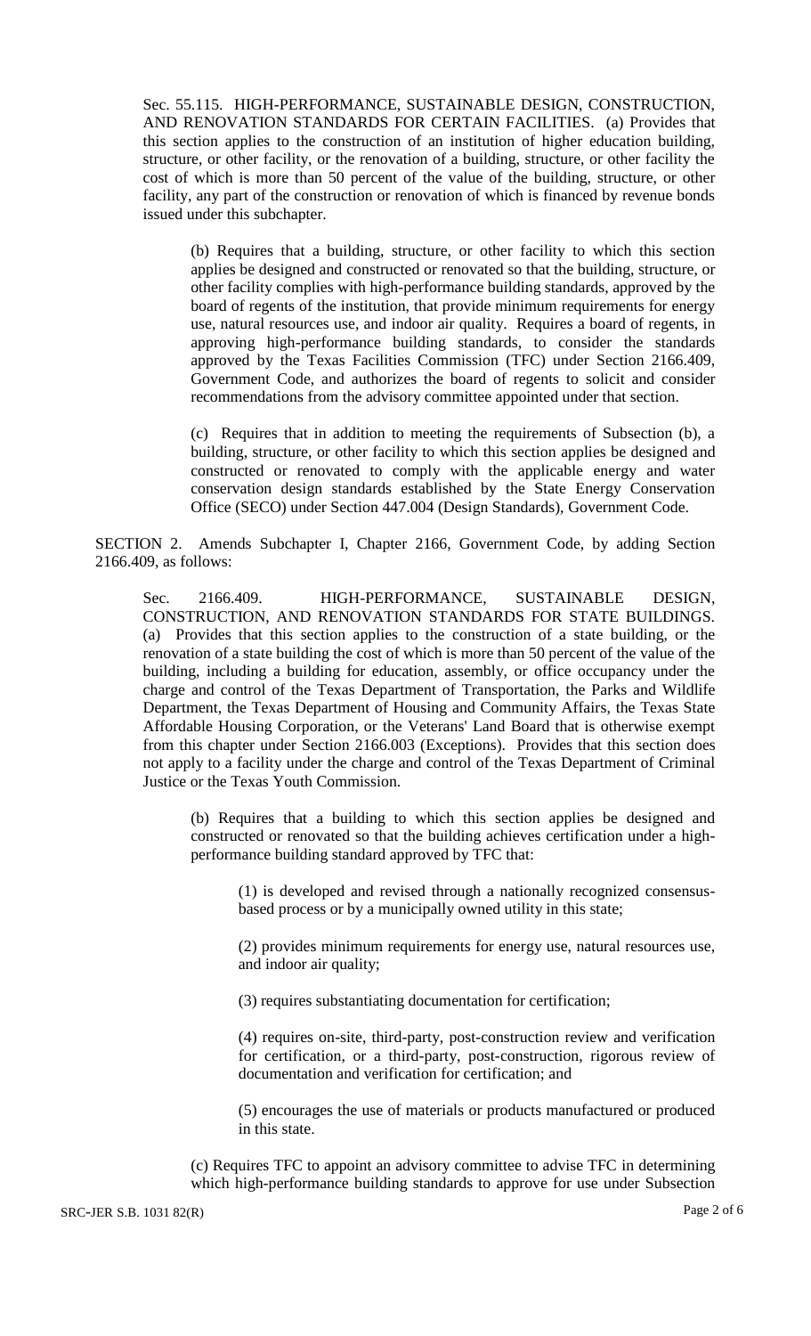Sec. 55.115. HIGH-PERFORMANCE, SUSTAINABLE DESIGN, CONSTRUCTION, AND RENOVATION STANDARDS FOR CERTAIN FACILITIES. (a) Provides that this section applies to the construction of an institution of higher education building, structure, or other facility, or the renovation of a building, structure, or other facility the cost of which is more than 50 percent of the value of the building, structure, or other facility, any part of the construction or renovation of which is financed by revenue bonds issued under this subchapter.

(b) Requires that a building, structure, or other facility to which this section applies be designed and constructed or renovated so that the building, structure, or other facility complies with high-performance building standards, approved by the board of regents of the institution, that provide minimum requirements for energy use, natural resources use, and indoor air quality. Requires a board of regents, in approving high-performance building standards, to consider the standards approved by the Texas Facilities Commission (TFC) under Section 2166.409, Government Code, and authorizes the board of regents to solicit and consider recommendations from the advisory committee appointed under that section.

(c) Requires that in addition to meeting the requirements of Subsection (b), a building, structure, or other facility to which this section applies be designed and constructed or renovated to comply with the applicable energy and water conservation design standards established by the State Energy Conservation Office (SECO) under Section 447.004 (Design Standards), Government Code.

SECTION 2. Amends Subchapter I, Chapter 2166, Government Code, by adding Section 2166.409, as follows:

Sec. 2166.409. HIGH-PERFORMANCE, SUSTAINABLE DESIGN, CONSTRUCTION, AND RENOVATION STANDARDS FOR STATE BUILDINGS. (a) Provides that this section applies to the construction of a state building, or the renovation of a state building the cost of which is more than 50 percent of the value of the building, including a building for education, assembly, or office occupancy under the charge and control of the Texas Department of Transportation, the Parks and Wildlife Department, the Texas Department of Housing and Community Affairs, the Texas State Affordable Housing Corporation, or the Veterans' Land Board that is otherwise exempt from this chapter under Section 2166.003 (Exceptions). Provides that this section does not apply to a facility under the charge and control of the Texas Department of Criminal Justice or the Texas Youth Commission.

(b) Requires that a building to which this section applies be designed and constructed or renovated so that the building achieves certification under a high-performance building standard approved by TFC that:

(1) is developed and revised through a nationally recognized consensus-based process or by a municipally owned utility in this state;

(2) provides minimum requirements for energy use, natural resources use, and indoor air quality;

(3) requires substantiating documentation for certification;

(4) requires on-site, third-party, post-construction review and verification for certification, or a third-party, post-construction, rigorous review of documentation and verification for certification; and

(5) encourages the use of materials or products manufactured or produced in this state.

(c) Requires TFC to appoint an advisory committee to advise TFC in determining which high-performance building standards to approve for use under Subsection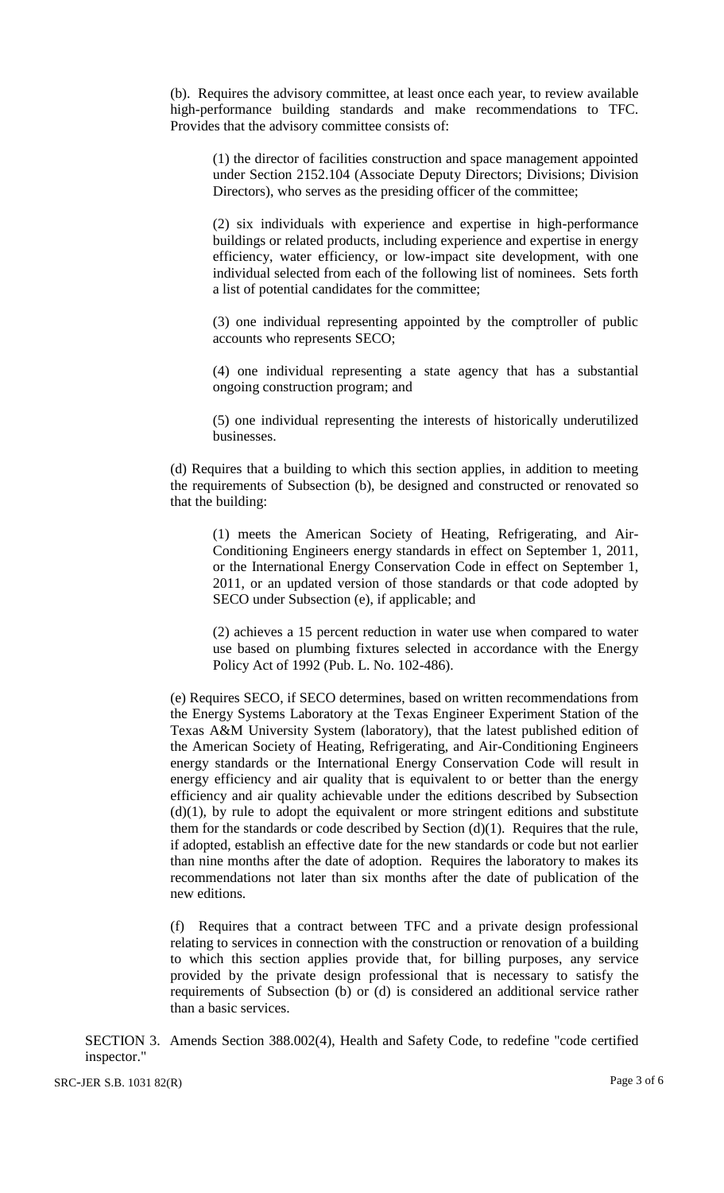(b). Requires the advisory committee, at least once each year, to review available high-performance building standards and make recommendations to TFC. Provides that the advisory committee consists of:

(1) the director of facilities construction and space management appointed under Section 2152.104 (Associate Deputy Directors; Divisions; Division Directors), who serves as the presiding officer of the committee;

(2) six individuals with experience and expertise in high-performance buildings or related products, including experience and expertise in energy efficiency, water efficiency, or low-impact site development, with one individual selected from each of the following list of nominees. Sets forth a list of potential candidates for the committee;

(3) one individual representing appointed by the comptroller of public accounts who represents SECO;

(4) one individual representing a state agency that has a substantial ongoing construction program; and

(5) one individual representing the interests of historically underutilized businesses.

(d) Requires that a building to which this section applies, in addition to meeting the requirements of Subsection (b), be designed and constructed or renovated so that the building:

(1) meets the American Society of Heating, Refrigerating, and Air-Conditioning Engineers energy standards in effect on September 1, 2011, or the International Energy Conservation Code in effect on September 1, 2011, or an updated version of those standards or that code adopted by SECO under Subsection (e), if applicable; and

(2) achieves a 15 percent reduction in water use when compared to water use based on plumbing fixtures selected in accordance with the Energy Policy Act of 1992 (Pub. L. No. 102-486).

(e) Requires SECO, if SECO determines, based on written recommendations from the Energy Systems Laboratory at the Texas Engineer Experiment Station of the Texas A&M University System (laboratory), that the latest published edition of the American Society of Heating, Refrigerating, and Air-Conditioning Engineers energy standards or the International Energy Conservation Code will result in energy efficiency and air quality that is equivalent to or better than the energy efficiency and air quality achievable under the editions described by Subsection (d)(1), by rule to adopt the equivalent or more stringent editions and substitute them for the standards or code described by Section (d)(1). Requires that the rule, if adopted, establish an effective date for the new standards or code but not earlier than nine months after the date of adoption. Requires the laboratory to makes its recommendations not later than six months after the date of publication of the new editions.

(f) Requires that a contract between TFC and a private design professional relating to services in connection with the construction or renovation of a building to which this section applies provide that, for billing purposes, any service provided by the private design professional that is necessary to satisfy the requirements of Subsection (b) or (d) is considered an additional service rather than a basic services.

SECTION 3. Amends Section 388.002(4), Health and Safety Code, to redefine "code certified inspector."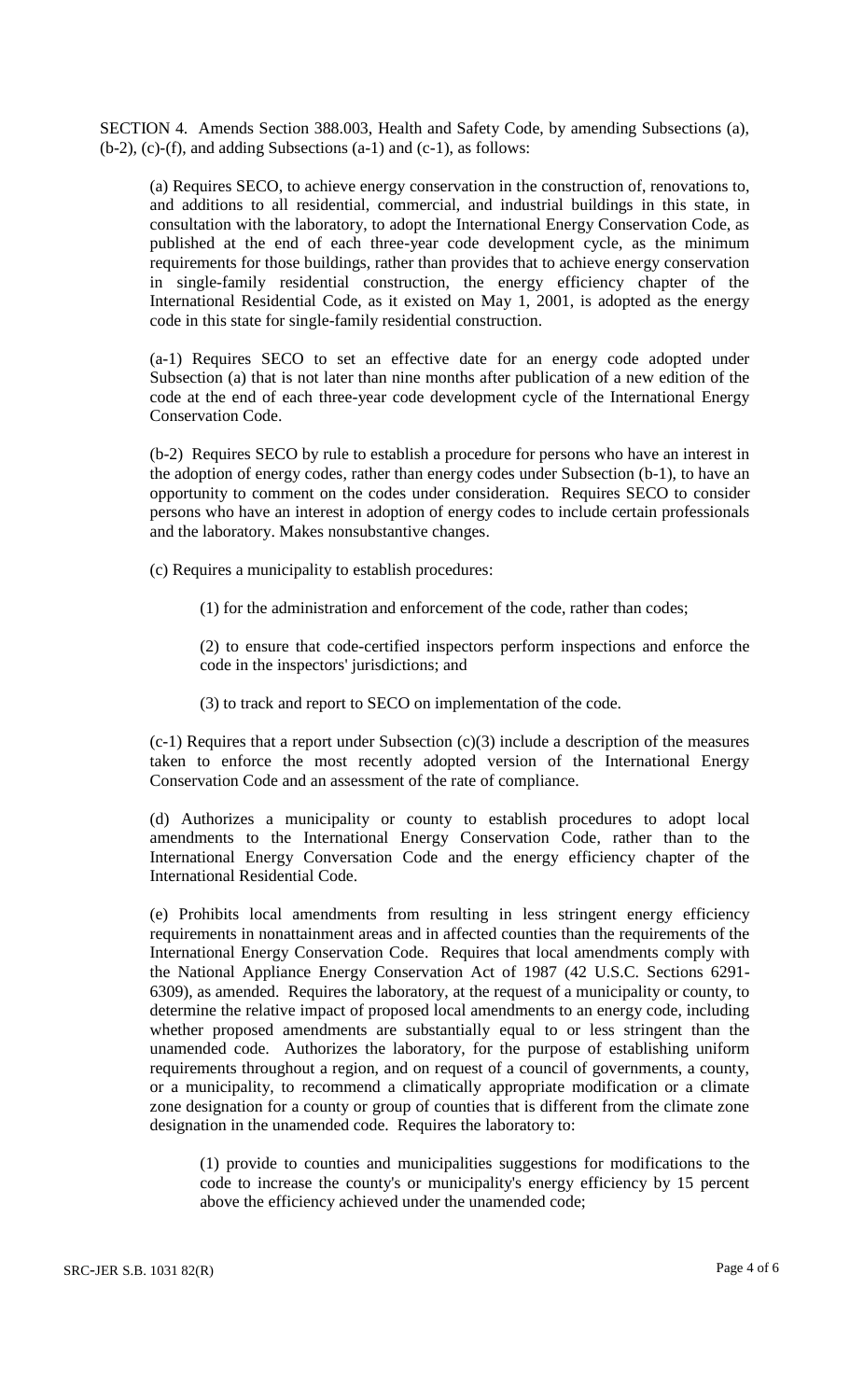SECTION 4. Amends Section 388.003, Health and Safety Code, by amending Subsections (a), (b-2), (c)-(f), and adding Subsections (a-1) and (c-1), as follows:

(a) Requires SECO, to achieve energy conservation in the construction of, renovations to, and additions to all residential, commercial, and industrial buildings in this state, in consultation with the laboratory, to adopt the International Energy Conservation Code, as published at the end of each three-year code development cycle, as the minimum requirements for those buildings, rather than provides that to achieve energy conservation in single-family residential construction, the energy efficiency chapter of the International Residential Code, as it existed on May 1, 2001, is adopted as the energy code in this state for single-family residential construction.

(a-1) Requires SECO to set an effective date for an energy code adopted under Subsection (a) that is not later than nine months after publication of a new edition of the code at the end of each three-year code development cycle of the International Energy Conservation Code.

(b-2) Requires SECO by rule to establish a procedure for persons who have an interest in the adoption of energy codes, rather than energy codes under Subsection (b-1), to have an opportunity to comment on the codes under consideration. Requires SECO to consider persons who have an interest in adoption of energy codes to include certain professionals and the laboratory. Makes nonsubstantive changes.

(c) Requires a municipality to establish procedures:

(1) for the administration and enforcement of the code, rather than codes;

(2) to ensure that code-certified inspectors perform inspections and enforce the code in the inspectors' jurisdictions; and

(3) to track and report to SECO on implementation of the code.

(c-1) Requires that a report under Subsection (c)(3) include a description of the measures taken to enforce the most recently adopted version of the International Energy Conservation Code and an assessment of the rate of compliance.

(d) Authorizes a municipality or county to establish procedures to adopt local amendments to the International Energy Conservation Code, rather than to the International Energy Conversation Code and the energy efficiency chapter of the International Residential Code.

(e) Prohibits local amendments from resulting in less stringent energy efficiency requirements in nonattainment areas and in affected counties than the requirements of the International Energy Conservation Code. Requires that local amendments comply with the National Appliance Energy Conservation Act of 1987 (42 U.S.C. Sections 6291-6309), as amended. Requires the laboratory, at the request of a municipality or county, to determine the relative impact of proposed local amendments to an energy code, including whether proposed amendments are substantially equal to or less stringent than the unamended code. Authorizes the laboratory, for the purpose of establishing uniform requirements throughout a region, and on request of a council of governments, a county, or a municipality, to recommend a climatically appropriate modification or a climate zone designation for a county or group of counties that is different from the climate zone designation in the unamended code. Requires the laboratory to:

(1) provide to counties and municipalities suggestions for modifications to the code to increase the county's or municipality's energy efficiency by 15 percent above the efficiency achieved under the unamended code;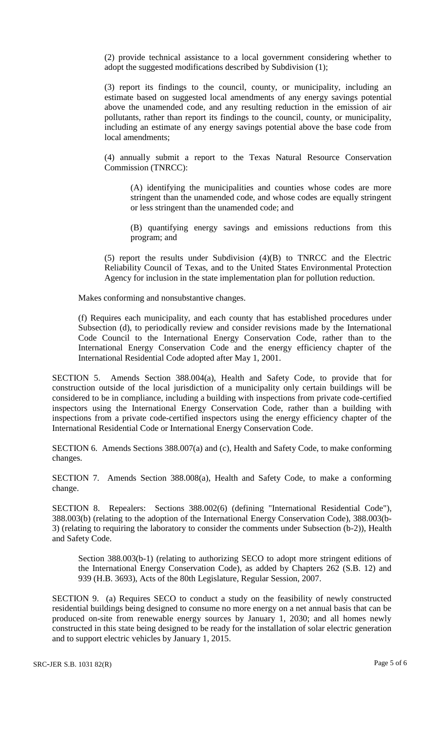(2) provide technical assistance to a local government considering whether to adopt the suggested modifications described by Subdivision (1);

(3) report its findings to the council, county, or municipality, including an estimate based on suggested local amendments of any energy savings potential above the unamended code, and any resulting reduction in the emission of air pollutants, rather than report its findings to the council, county, or municipality, including an estimate of any energy savings potential above the base code from local amendments;

(4) annually submit a report to the Texas Natural Resource Conservation Commission (TNRCC):

(A) identifying the municipalities and counties whose codes are more stringent than the unamended code, and whose codes are equally stringent or less stringent than the unamended code; and

(B) quantifying energy savings and emissions reductions from this program; and

(5) report the results under Subdivision (4)(B) to TNRCC and the Electric Reliability Council of Texas, and to the United States Environmental Protection Agency for inclusion in the state implementation plan for pollution reduction.

Makes conforming and nonsubstantive changes.

(f) Requires each municipality, and each county that has established procedures under Subsection (d), to periodically review and consider revisions made by the International Code Council to the International Energy Conservation Code, rather than to the International Energy Conservation Code and the energy efficiency chapter of the International Residential Code adopted after May 1, 2001.

SECTION 5. Amends Section 388.004(a), Health and Safety Code, to provide that for construction outside of the local jurisdiction of a municipality only certain buildings will be considered to be in compliance, including a building with inspections from private code-certified inspectors using the International Energy Conservation Code, rather than a building with inspections from a private code-certified inspectors using the energy efficiency chapter of the International Residential Code or International Energy Conservation Code.

SECTION 6. Amends Sections 388.007(a) and (c), Health and Safety Code, to make conforming changes.

SECTION 7. Amends Section 388.008(a), Health and Safety Code, to make a conforming change.

SECTION 8. Repealers: Sections 388.002(6) (defining "International Residential Code"), 388.003(b) (relating to the adoption of the International Energy Conservation Code), 388.003(b-3) (relating to requiring the laboratory to consider the comments under Subsection (b-2)), Health and Safety Code.

Section 388.003(b-1) (relating to authorizing SECO to adopt more stringent editions of the International Energy Conservation Code), as added by Chapters 262 (S.B. 12) and 939 (H.B. 3693), Acts of the 80th Legislature, Regular Session, 2007.

SECTION 9. (a) Requires SECO to conduct a study on the feasibility of newly constructed residential buildings being designed to consume no more energy on a net annual basis that can be produced on-site from renewable energy sources by January 1, 2030; and all homes newly constructed in this state being designed to be ready for the installation of solar electric generation and to support electric vehicles by January 1, 2015.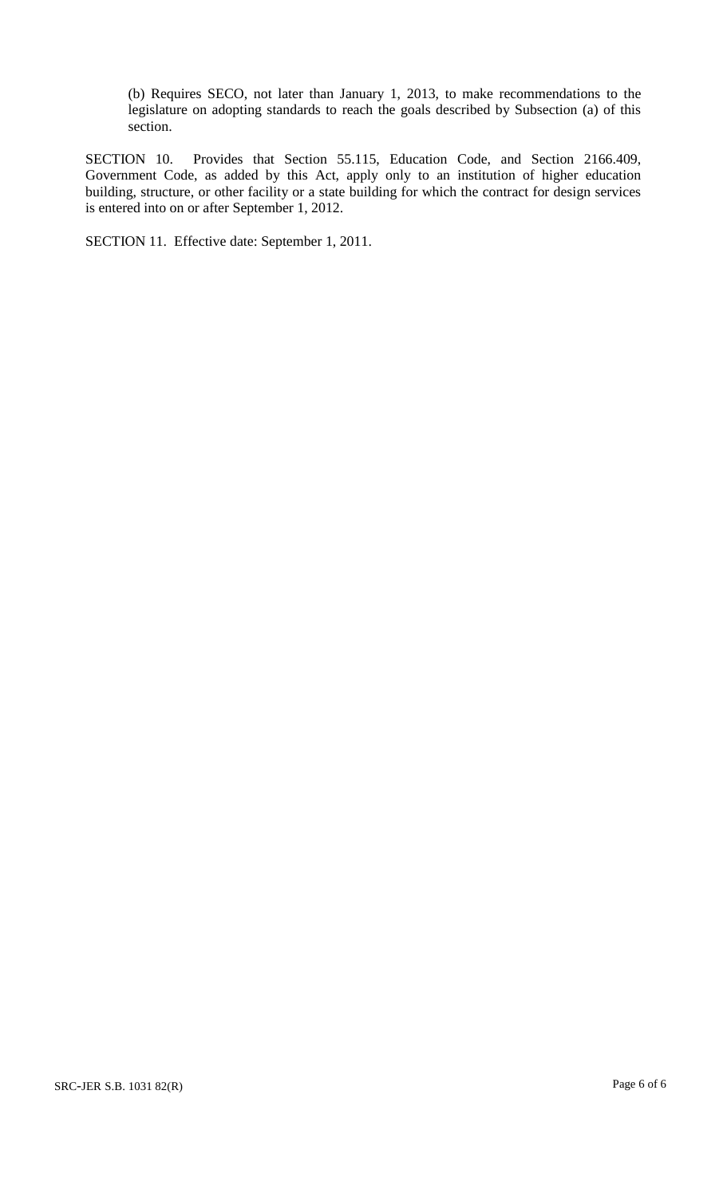(b) Requires SECO, not later than January 1, 2013, to make recommendations to the legislature on adopting standards to reach the goals described by Subsection (a) of this section.

SECTION 10. Provides that Section 55.115, Education Code, and Section 2166.409, Government Code, as added by this Act, apply only to an institution of higher education building, structure, or other facility or a state building for which the contract for design services is entered into on or after September 1, 2012.

SECTION 11. Effective date: September 1, 2011.